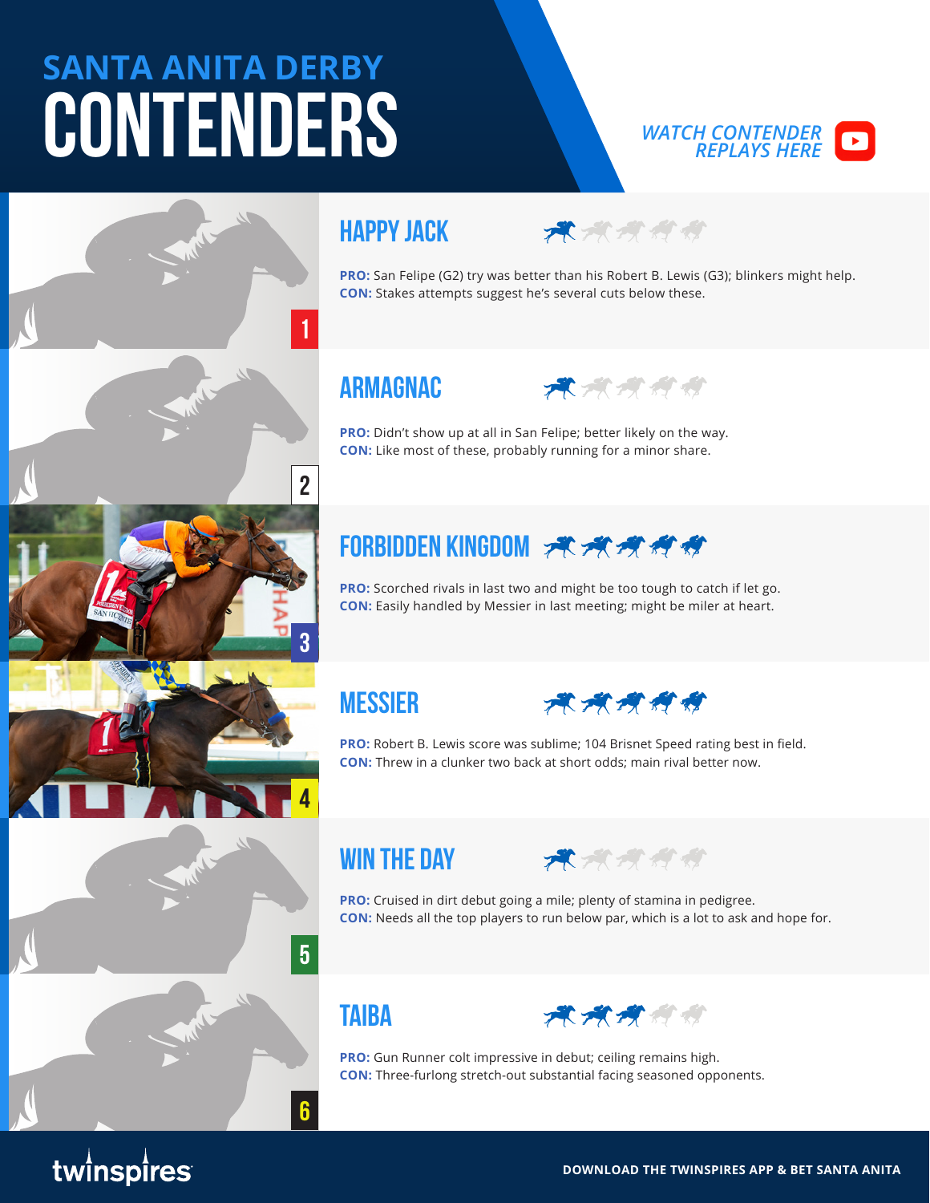## SANTA ANITA DERBY

# CONTENDERS

*WATCH CONTENDER REPLAYS HERE*

### 1 HAPPY JACK

Rating: 1/5

**PRO:** San Felipe (G2) try was better than his Robert B. Lewis (G3); blinkers might help.
**CON:** Stakes attempts suggest he's several cuts below these.

### 2 ARMAGNAC

Rating: 1/5

**PRO:** Didn't show up at all in San Felipe; better likely on the way.
**CON:** Like most of these, probably running for a minor share.

### 3 FORBIDDEN KINGDOM

Rating: 5/5

**PRO:** Scorched rivals in last two and might be too tough to catch if let go.
**CON:** Easily handled by Messier in last meeting; might be miler at heart.

### 4 MESSIER

Rating: 5/5

**PRO:** Robert B. Lewis score was sublime; 104 Brisnet Speed rating best in field.
**CON:** Threw in a clunker two back at short odds; main rival better now.

### 5 WIN THE DAY

Rating: 1/5

**PRO:** Cruised in dirt debut going a mile; plenty of stamina in pedigree.
**CON:** Needs all the top players to run below par, which is a lot to ask and hope for.

### 6 TAIBA

Rating: 3/5

**PRO:** Gun Runner colt impressive in debut; ceiling remains high.
**CON:** Three-furlong stretch-out substantial facing seasoned opponents.

twinspires

DOWNLOAD THE TWINSPIRES APP & BET SANTA ANITA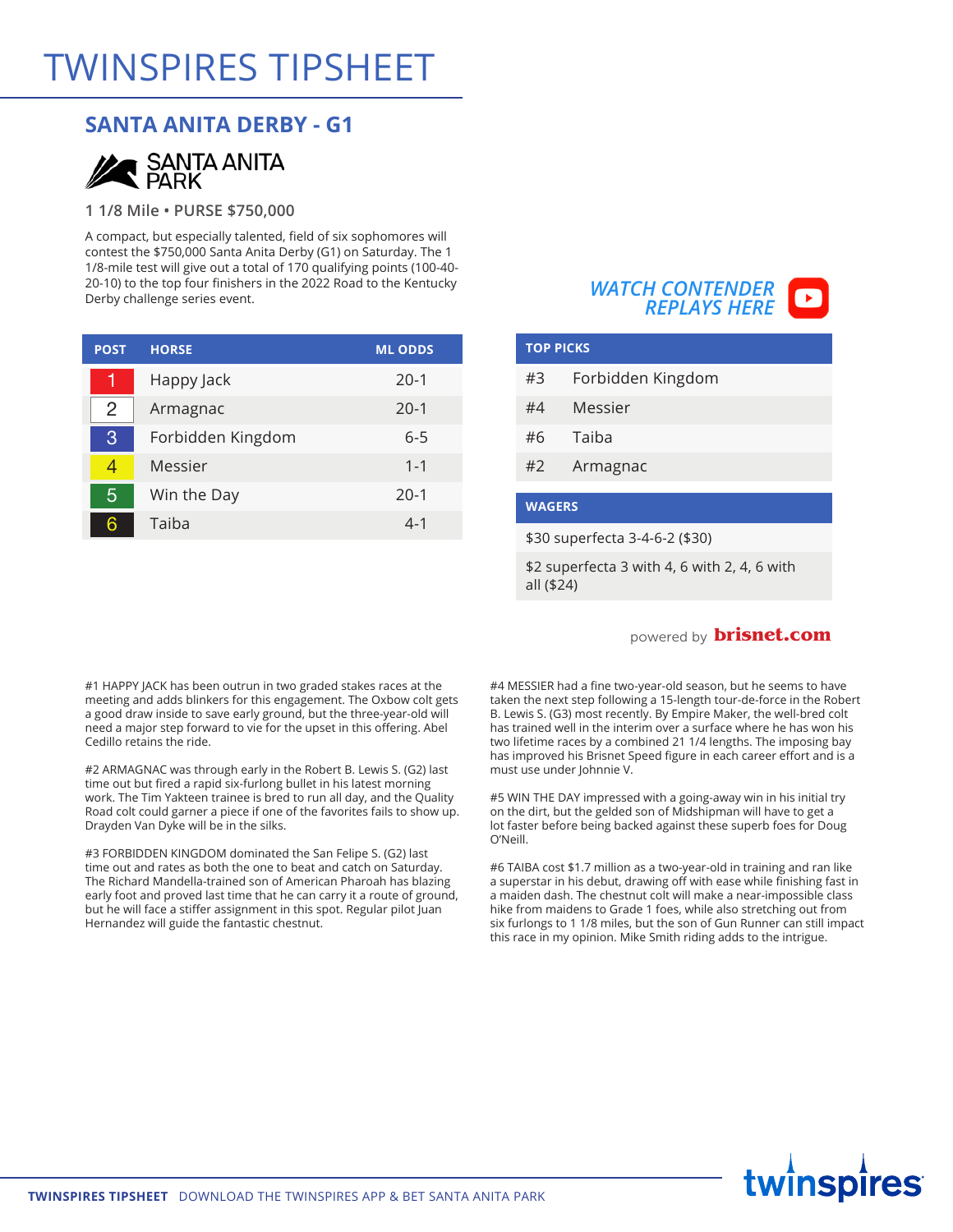# TWINSPIRES TIPSHEET

## SANTA ANITA DERBY - G1

SANTA ANITA PARK

1 1/8 Mile • PURSE $750,000

A compact, but especially talented, field of six sophomores will contest the $750,000 Santa Anita Derby (G1) on Saturday. The 1 1/8-mile test will give out a total of 170 qualifying points (100-40-20-10) to the top four finishers in the 2022 Road to the Kentucky Derby challenge series event.

*WATCH CONTENDER REPLAYS HERE*

| POST | HORSE | ML ODDS |
|---|---|---|
| 1 | Happy Jack | 20-1 |
| 2 | Armagnac | 20-1 |
| 3 | Forbidden Kingdom | 6-5 |
| 4 | Messier | 1-1 |
| 5 | Win the Day | 20-1 |
| 6 | Taiba | 4-1 |

| TOP PICKS | |
|---|---|
| #3 | Forbidden Kingdom |
| #4 | Messier |
| #6 | Taiba |
| #2 | Armagnac |

**WAGERS**

$30 superfecta 3-4-6-2 ($30)

$2 superfecta 3 with 4, 6 with 2, 4, 6 with all ($24)

powered by **brisnet.com**

#1 HAPPY JACK has been outrun in two graded stakes races at the meeting and adds blinkers for this engagement. The Oxbow colt gets a good draw inside to save early ground, but the three-year-old will need a major step forward to vie for the upset in this offering. Abel Cedillo retains the ride.

#2 ARMAGNAC was through early in the Robert B. Lewis S. (G2) last time out but fired a rapid six-furlong bullet in his latest morning work. The Tim Yakteen trainee is bred to run all day, and the Quality Road colt could garner a piece if one of the favorites fails to show up. Drayden Van Dyke will be in the silks.

#3 FORBIDDEN KINGDOM dominated the San Felipe S. (G2) last time out and rates as both the one to beat and catch on Saturday. The Richard Mandella-trained son of American Pharoah has blazing early foot and proved last time that he can carry it a route of ground, but he will face a stiffer assignment in this spot. Regular pilot Juan Hernandez will guide the fantastic chestnut.

#4 MESSIER had a fine two-year-old season, but he seems to have taken the next step following a 15-length tour-de-force in the Robert B. Lewis S. (G3) most recently. By Empire Maker, the well-bred colt has trained well in the interim over a surface where he has won his two lifetime races by a combined 21 1/4 lengths. The imposing bay has improved his Brisnet Speed figure in each career effort and is a must use under Johnnie V.

#5 WIN THE DAY impressed with a going-away win in his initial try on the dirt, but the gelded son of Midshipman will have to get a lot faster before being backed against these superb foes for Doug O'Neill.

#6 TAIBA cost $1.7 million as a two-year-old in training and ran like a superstar in his debut, drawing off with ease while finishing fast in a maiden dash. The chestnut colt will make a near-impossible class hike from maidens to Grade 1 foes, while also stretching out from six furlongs to 1 1/8 miles, but the son of Gun Runner can still impact this race in my opinion. Mike Smith riding adds to the intrigue.

**TWINSPIRES TIPSHEET** DOWNLOAD THE TWINSPIRES APP & BET SANTA ANITA PARK